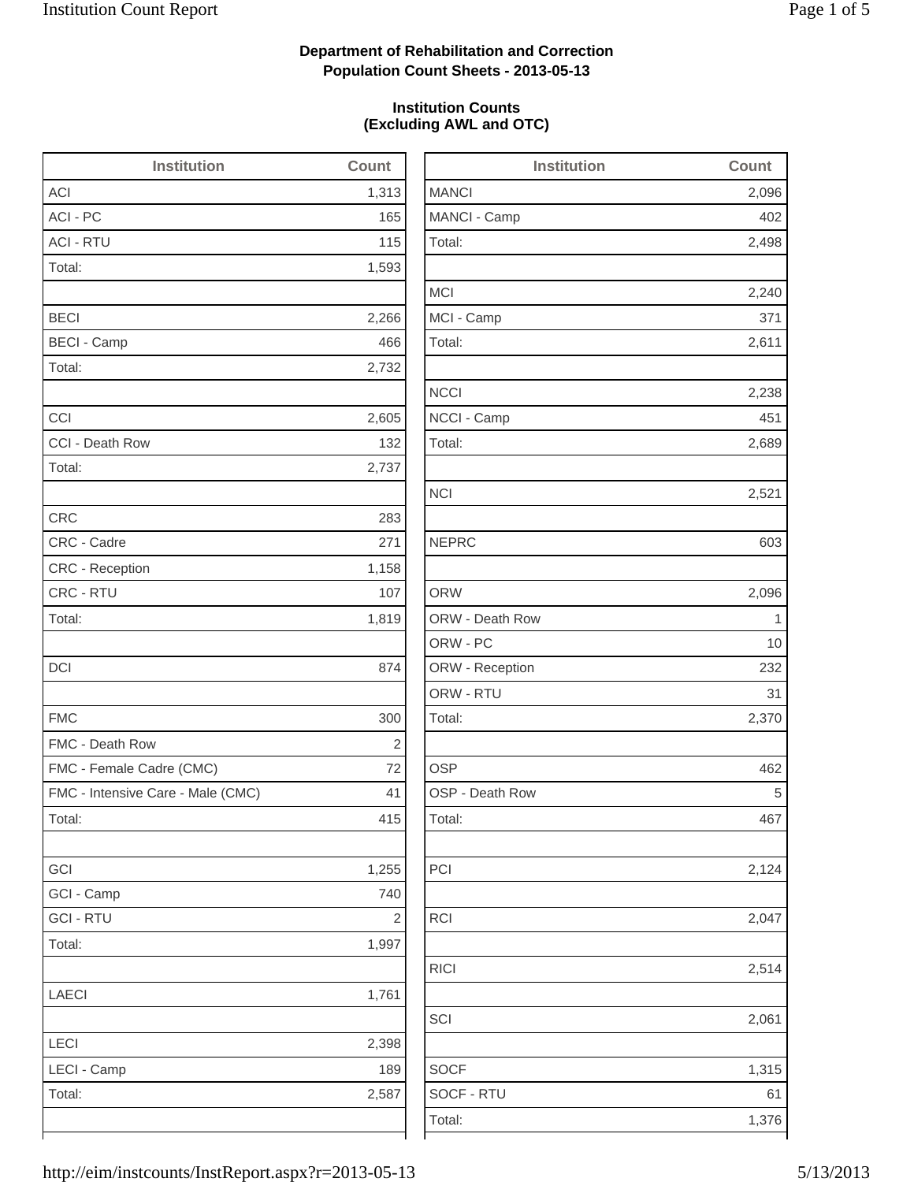**Department of Rehabilitation and Correction**
**Population Count Sheets - 2013-05-13**

**Institution Counts**
**(Excluding AWL and OTC)**

| Institution | Count |
|---|---|
| ACI | 1,313 |
| ACI - PC | 165 |
| ACI - RTU | 115 |
| Total: | 1,593 |
| | |
| BECI | 2,266 |
| BECI - Camp | 466 |
| Total: | 2,732 |
| | |
| CCI | 2,605 |
| CCI - Death Row | 132 |
| Total: | 2,737 |
| | |
| CRC | 283 |
| CRC - Cadre | 271 |
| CRC - Reception | 1,158 |
| CRC - RTU | 107 |
| Total: | 1,819 |
| | |
| DCI | 874 |
| | |
| FMC | 300 |
| FMC - Death Row | 2 |
| FMC - Female Cadre (CMC) | 72 |
| FMC - Intensive Care - Male (CMC) | 41 |
| Total: | 415 |
| | |
| GCI | 1,255 |
| GCI - Camp | 740 |
| GCI - RTU | 2 |
| Total: | 1,997 |
| | |
| LAECI | 1,761 |
| | |
| LECI | 2,398 |
| LECI - Camp | 189 |
| Total: | 2,587 |

| Institution | Count |
|---|---|
| MANCI | 2,096 |
| MANCI - Camp | 402 |
| Total: | 2,498 |
| | |
| MCI | 2,240 |
| MCI - Camp | 371 |
| Total: | 2,611 |
| | |
| NCCI | 2,238 |
| NCCI - Camp | 451 |
| Total: | 2,689 |
| | |
| NCI | 2,521 |
| | |
| NEPRC | 603 |
| | |
| ORW | 2,096 |
| ORW - Death Row | 1 |
| ORW - PC | 10 |
| ORW - Reception | 232 |
| ORW - RTU | 31 |
| Total: | 2,370 |
| | |
| OSP | 462 |
| OSP - Death Row | 5 |
| Total: | 467 |
| | |
| PCI | 2,124 |
| | |
| RCI | 2,047 |
| | |
| RICI | 2,514 |
| | |
| SCI | 2,061 |
| | |
| SOCF | 1,315 |
| SOCF - RTU | 61 |
| Total: | 1,376 |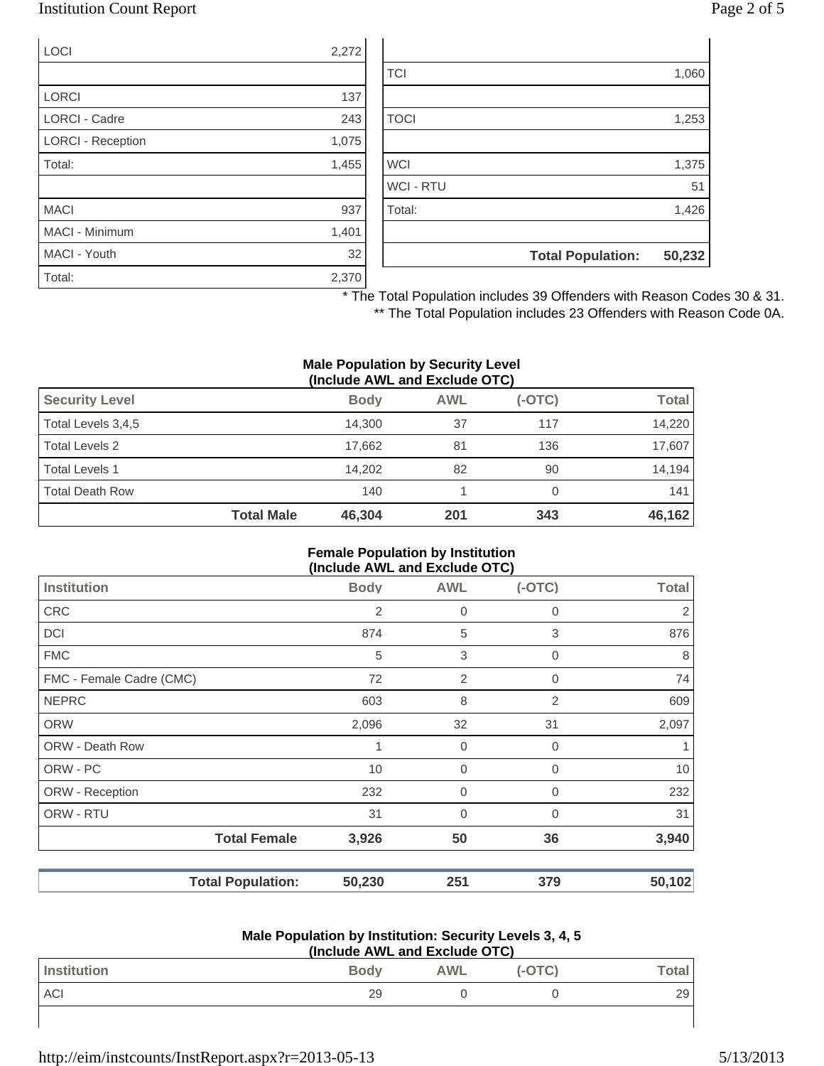| | |
|---|---|
| LOCI | 2,272 |
| | |
| LORCI | 137 |
| LORCI - Cadre | 243 |
| LORCI - Reception | 1,075 |
| Total: | 1,455 |
| | |
| MACI | 937 |
| MACI - Minimum | 1,401 |
| MACI - Youth | 32 |
| Total: | 2,370 |

| | |
|---|---|
| | |
| TCI | 1,060 |
| | |
| TOCI | 1,253 |
| | |
| WCI | 1,375 |
| WCI - RTU | 51 |
| Total: | 1,426 |
| | |
| **Total Population:** | **50,232** |

* The Total Population includes 39 Offenders with Reason Codes 30 & 31.
** The Total Population includes 23 Offenders with Reason Code 0A.

### Male Population by Security Level (Include AWL and Exclude OTC)

| Security Level | | Body | AWL | (-OTC) | Total |
|---|---|---|---|---|---|
| Total Levels 3,4,5 | | 14,300 | 37 | 117 | 14,220 |
| Total Levels 2 | | 17,662 | 81 | 136 | 17,607 |
| Total Levels 1 | | 14,202 | 82 | 90 | 14,194 |
| Total Death Row | | 140 | 1 | 0 | 141 |
| | **Total Male** | **46,304** | **201** | **343** | **46,162** |

### Female Population by Institution (Include AWL and Exclude OTC)

| Institution | | Body | AWL | (-OTC) | Total |
|---|---|---|---|---|---|
| CRC | | 2 | 0 | 0 | 2 |
| DCI | | 874 | 5 | 3 | 876 |
| FMC | | 5 | 3 | 0 | 8 |
| FMC - Female Cadre (CMC) | | 72 | 2 | 0 | 74 |
| NEPRC | | 603 | 8 | 2 | 609 |
| ORW | | 2,096 | 32 | 31 | 2,097 |
| ORW - Death Row | | 1 | 0 | 0 | 1 |
| ORW - PC | | 10 | 0 | 0 | 10 |
| ORW - Reception | | 232 | 0 | 0 | 232 |
| ORW - RTU | | 31 | 0 | 0 | 31 |
| | **Total Female** | **3,926** | **50** | **36** | **3,940** |

| | | | | | |
|---|---|---|---|---|---|
| | **Total Population:** | **50,230** | **251** | **379** | **50,102** |

### Male Population by Institution: Security Levels 3, 4, 5 (Include AWL and Exclude OTC)

| Institution | Body | AWL | (-OTC) | Total |
|---|---|---|---|---|
| ACI | 29 | 0 | 0 | 29 |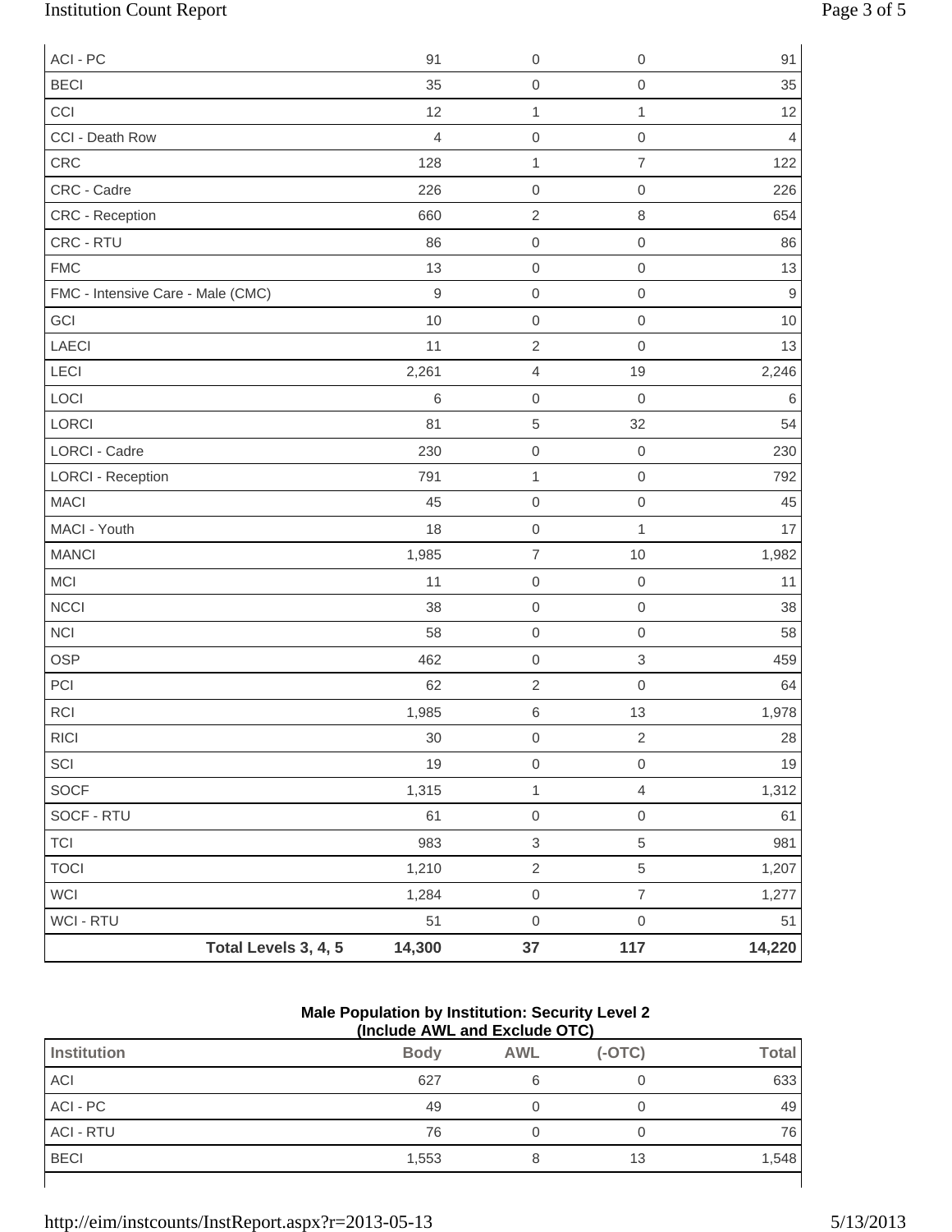| | | | | |
|---|---|---|---|---|
| ACI - PC | 91 | 0 | 0 | 91 |
| BECI | 35 | 0 | 0 | 35 |
| CCI | 12 | 1 | 1 | 12 |
| CCI - Death Row | 4 | 0 | 0 | 4 |
| CRC | 128 | 1 | 7 | 122 |
| CRC - Cadre | 226 | 0 | 0 | 226 |
| CRC - Reception | 660 | 2 | 8 | 654 |
| CRC - RTU | 86 | 0 | 0 | 86 |
| FMC | 13 | 0 | 0 | 13 |
| FMC - Intensive Care - Male (CMC) | 9 | 0 | 0 | 9 |
| GCI | 10 | 0 | 0 | 10 |
| LAECI | 11 | 2 | 0 | 13 |
| LECI | 2,261 | 4 | 19 | 2,246 |
| LOCI | 6 | 0 | 0 | 6 |
| LORCI | 81 | 5 | 32 | 54 |
| LORCI - Cadre | 230 | 0 | 0 | 230 |
| LORCI - Reception | 791 | 1 | 0 | 792 |
| MACI | 45 | 0 | 0 | 45 |
| MACI - Youth | 18 | 0 | 1 | 17 |
| MANCI | 1,985 | 7 | 10 | 1,982 |
| MCI | 11 | 0 | 0 | 11 |
| NCCI | 38 | 0 | 0 | 38 |
| NCI | 58 | 0 | 0 | 58 |
| OSP | 462 | 0 | 3 | 459 |
| PCI | 62 | 2 | 0 | 64 |
| RCI | 1,985 | 6 | 13 | 1,978 |
| RICI | 30 | 0 | 2 | 28 |
| SCI | 19 | 0 | 0 | 19 |
| SOCF | 1,315 | 1 | 4 | 1,312 |
| SOCF - RTU | 61 | 0 | 0 | 61 |
| TCI | 983 | 3 | 5 | 981 |
| TOCI | 1,210 | 2 | 5 | 1,207 |
| WCI | 1,284 | 0 | 7 | 1,277 |
| WCI - RTU | 51 | 0 | 0 | 51 |
| **Total Levels 3, 4, 5** | **14,300** | **37** | **117** | **14,220** |

**Male Population by Institution: Security Level 2**
**(Include AWL and Exclude OTC)**

| Institution | Body | AWL | (-OTC) | Total |
|---|---|---|---|---|
| ACI | 627 | 6 | 0 | 633 |
| ACI - PC | 49 | 0 | 0 | 49 |
| ACI - RTU | 76 | 0 | 0 | 76 |
| BECI | 1,553 | 8 | 13 | 1,548 |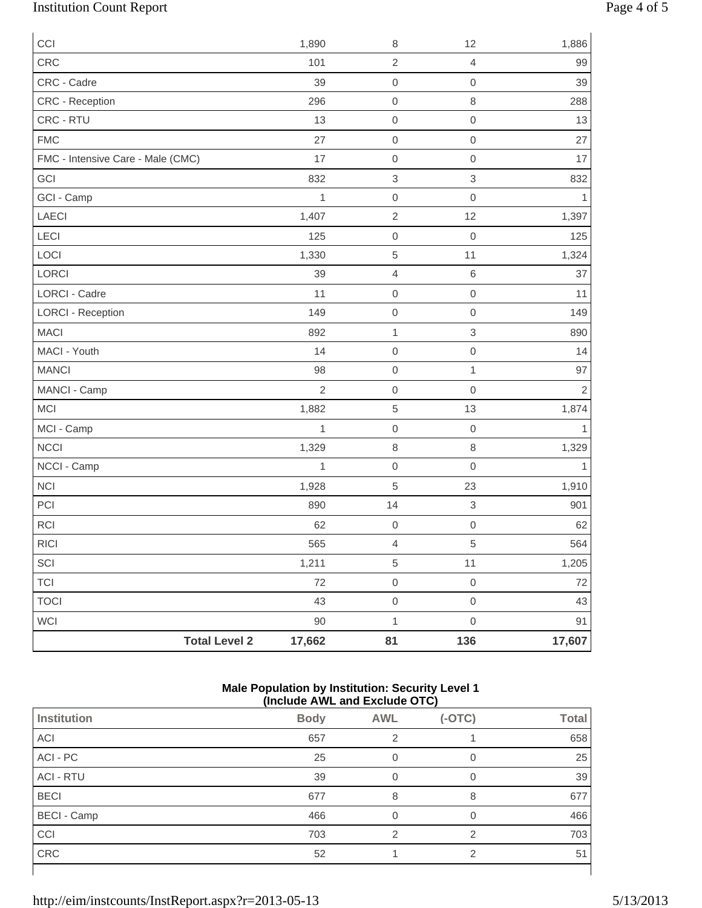| | | | | |
|---|---|---|---|---|
| CCI | 1,890 | 8 | 12 | 1,886 |
| CRC | 101 | 2 | 4 | 99 |
| CRC - Cadre | 39 | 0 | 0 | 39 |
| CRC - Reception | 296 | 0 | 8 | 288 |
| CRC - RTU | 13 | 0 | 0 | 13 |
| FMC | 27 | 0 | 0 | 27 |
| FMC - Intensive Care - Male (CMC) | 17 | 0 | 0 | 17 |
| GCI | 832 | 3 | 3 | 832 |
| GCI - Camp | 1 | 0 | 0 | 1 |
| LAECI | 1,407 | 2 | 12 | 1,397 |
| LECI | 125 | 0 | 0 | 125 |
| LOCI | 1,330 | 5 | 11 | 1,324 |
| LORCI | 39 | 4 | 6 | 37 |
| LORCI - Cadre | 11 | 0 | 0 | 11 |
| LORCI - Reception | 149 | 0 | 0 | 149 |
| MACI | 892 | 1 | 3 | 890 |
| MACI - Youth | 14 | 0 | 0 | 14 |
| MANCI | 98 | 0 | 1 | 97 |
| MANCI - Camp | 2 | 0 | 0 | 2 |
| MCI | 1,882 | 5 | 13 | 1,874 |
| MCI - Camp | 1 | 0 | 0 | 1 |
| NCCI | 1,329 | 8 | 8 | 1,329 |
| NCCI - Camp | 1 | 0 | 0 | 1 |
| NCI | 1,928 | 5 | 23 | 1,910 |
| PCI | 890 | 14 | 3 | 901 |
| RCI | 62 | 0 | 0 | 62 |
| RICI | 565 | 4 | 5 | 564 |
| SCI | 1,211 | 5 | 11 | 1,205 |
| TCI | 72 | 0 | 0 | 72 |
| TOCI | 43 | 0 | 0 | 43 |
| WCI | 90 | 1 | 0 | 91 |
| **Total Level 2** | **17,662** | **81** | **136** | **17,607** |

**Male Population by Institution: Security Level 1**
**(Include AWL and Exclude OTC)**

| Institution | Body | AWL | (-OTC) | Total |
|---|---|---|---|---|
| ACI | 657 | 2 | 1 | 658 |
| ACI - PC | 25 | 0 | 0 | 25 |
| ACI - RTU | 39 | 0 | 0 | 39 |
| BECI | 677 | 8 | 8 | 677 |
| BECI - Camp | 466 | 0 | 0 | 466 |
| CCI | 703 | 2 | 2 | 703 |
| CRC | 52 | 1 | 2 | 51 |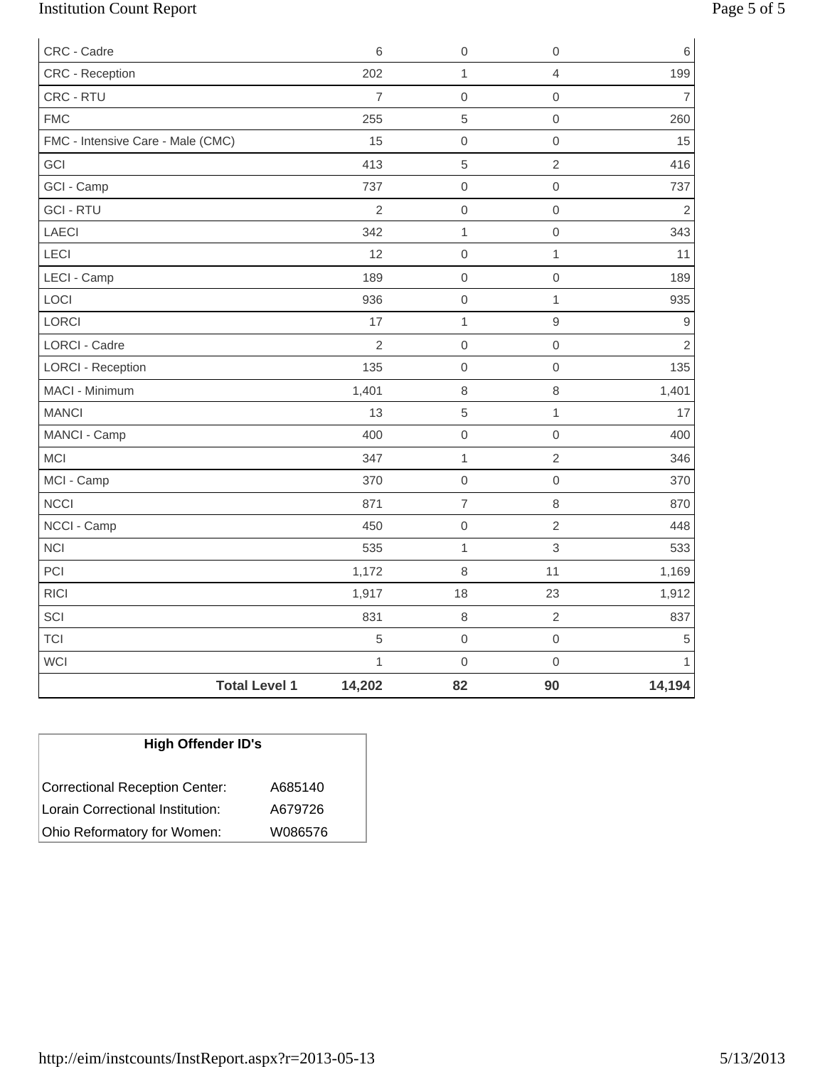| | | | | |
|---|---|---|---|---|
| CRC - Cadre | 6 | 0 | 0 | 6 |
| CRC - Reception | 202 | 1 | 4 | 199 |
| CRC - RTU | 7 | 0 | 0 | 7 |
| FMC | 255 | 5 | 0 | 260 |
| FMC - Intensive Care - Male (CMC) | 15 | 0 | 0 | 15 |
| GCI | 413 | 5 | 2 | 416 |
| GCI - Camp | 737 | 0 | 0 | 737 |
| GCI - RTU | 2 | 0 | 0 | 2 |
| LAECI | 342 | 1 | 0 | 343 |
| LECI | 12 | 0 | 1 | 11 |
| LECI - Camp | 189 | 0 | 0 | 189 |
| LOCI | 936 | 0 | 1 | 935 |
| LORCI | 17 | 1 | 9 | 9 |
| LORCI - Cadre | 2 | 0 | 0 | 2 |
| LORCI - Reception | 135 | 0 | 0 | 135 |
| MACI - Minimum | 1,401 | 8 | 8 | 1,401 |
| MANCI | 13 | 5 | 1 | 17 |
| MANCI - Camp | 400 | 0 | 0 | 400 |
| MCI | 347 | 1 | 2 | 346 |
| MCI - Camp | 370 | 0 | 0 | 370 |
| NCCI | 871 | 7 | 8 | 870 |
| NCCI - Camp | 450 | 0 | 2 | 448 |
| NCI | 535 | 1 | 3 | 533 |
| PCI | 1,172 | 8 | 11 | 1,169 |
| RICI | 1,917 | 18 | 23 | 1,912 |
| SCI | 831 | 8 | 2 | 837 |
| TCI | 5 | 0 | 0 | 5 |
| WCI | 1 | 0 | 0 | 1 |
| **Total Level 1** | **14,202** | **82** | **90** | **14,194** |

| High Offender ID's | |
|---|---|
| Correctional Reception Center: | A685140 |
| Lorain Correctional Institution: | A679726 |
| Ohio Reformatory for Women: | W086576 |